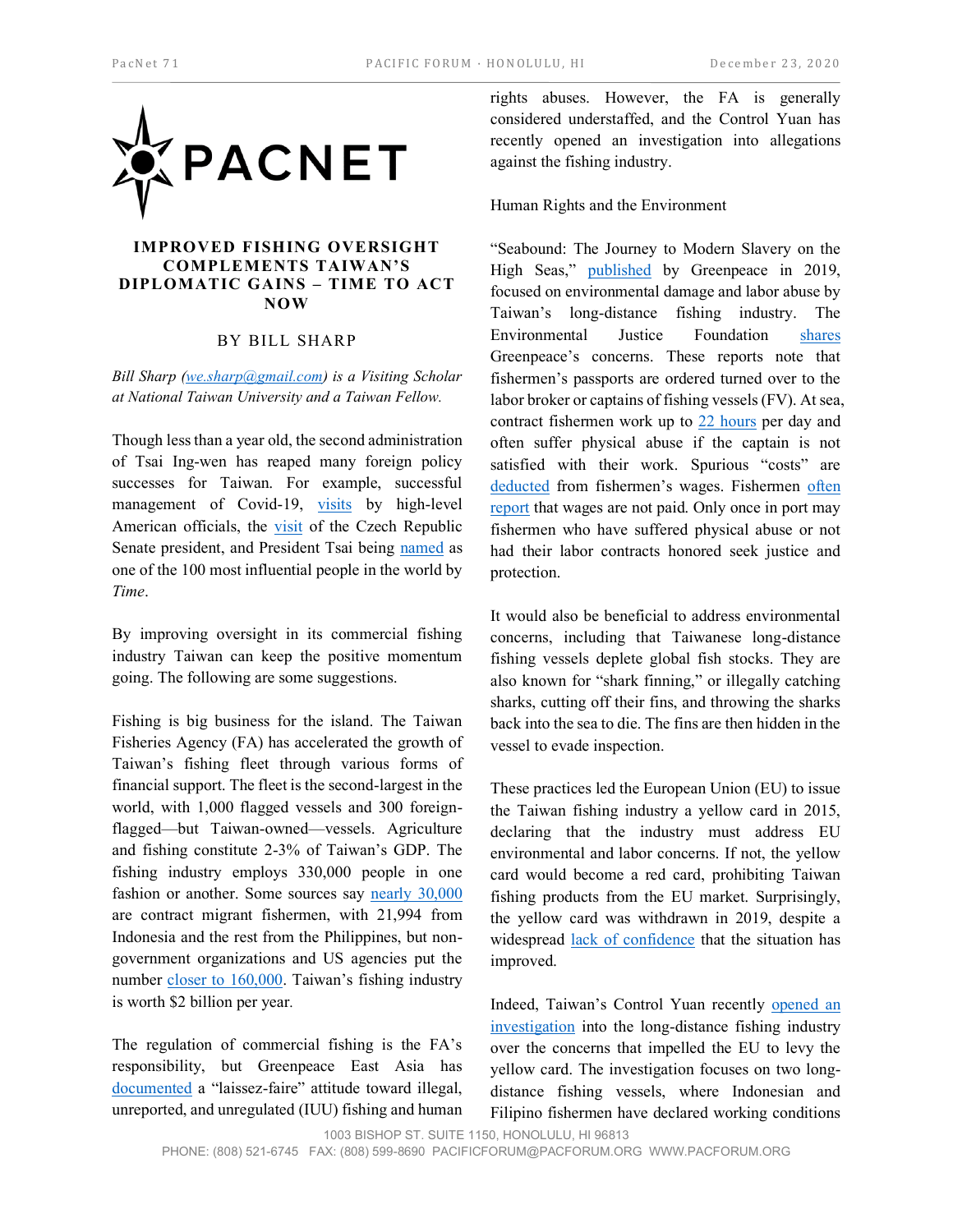# IMPROVED FISHING OVERSIGHT COMPLEMENTS TAIWAN'S DIPLOMATIC GAINS – TIME TO ACT NOW

BY BILL SHARP

*Bill Sharp (we.sharp@gmail.com) is a Visiting Scholar at National Taiwan University and a Taiwan Fellow.*

Though less than a year old, the second administration of Tsai Ing-wen has reaped many foreign policy successes for Taiwan. For example, successful management of Covid-19, visits by high-level American officials, the visit of the Czech Republic Senate president, and President Tsai being named as one of the 100 most influential people in the world by *Time*.

By improving oversight in its commercial fishing industry Taiwan can keep the positive momentum going. The following are some suggestions.

Fishing is big business for the island. The Taiwan Fisheries Agency (FA) has accelerated the growth of Taiwan's fishing fleet through various forms of financial support. The fleet is the second-largest in the world, with 1,000 flagged vessels and 300 foreign-flagged—but Taiwan-owned—vessels. Agriculture and fishing constitute 2-3% of Taiwan's GDP. The fishing industry employs 330,000 people in one fashion or another. Some sources say nearly 30,000 are contract migrant fishermen, with 21,994 from Indonesia and the rest from the Philippines, but non-government organizations and US agencies put the number closer to 160,000. Taiwan's fishing industry is worth $2 billion per year.

The regulation of commercial fishing is the FA's responsibility, but Greenpeace East Asia has documented a "laissez-faire" attitude toward illegal, unreported, and unregulated (IUU) fishing and human rights abuses. However, the FA is generally considered understaffed, and the Control Yuan has recently opened an investigation into allegations against the fishing industry.

## Human Rights and the Environment

"Seabound: The Journey to Modern Slavery on the High Seas," published by Greenpeace in 2019, focused on environmental damage and labor abuse by Taiwan's long-distance fishing industry. The Environmental Justice Foundation shares Greenpeace's concerns. These reports note that fishermen's passports are ordered turned over to the labor broker or captains of fishing vessels (FV). At sea, contract fishermen work up to 22 hours per day and often suffer physical abuse if the captain is not satisfied with their work. Spurious "costs" are deducted from fishermen's wages. Fishermen often report that wages are not paid. Only once in port may fishermen who have suffered physical abuse or not had their labor contracts honored seek justice and protection.

It would also be beneficial to address environmental concerns, including that Taiwanese long-distance fishing vessels deplete global fish stocks. They are also known for "shark finning," or illegally catching sharks, cutting off their fins, and throwing the sharks back into the sea to die. The fins are then hidden in the vessel to evade inspection.

These practices led the European Union (EU) to issue the Taiwan fishing industry a yellow card in 2015, declaring that the industry must address EU environmental and labor concerns. If not, the yellow card would become a red card, prohibiting Taiwan fishing products from the EU market. Surprisingly, the yellow card was withdrawn in 2019, despite a widespread lack of confidence that the situation has improved.

Indeed, Taiwan's Control Yuan recently opened an investigation into the long-distance fishing industry over the concerns that impelled the EU to levy the yellow card. The investigation focuses on two long-distance fishing vessels, where Indonesian and Filipino fishermen have declared working conditions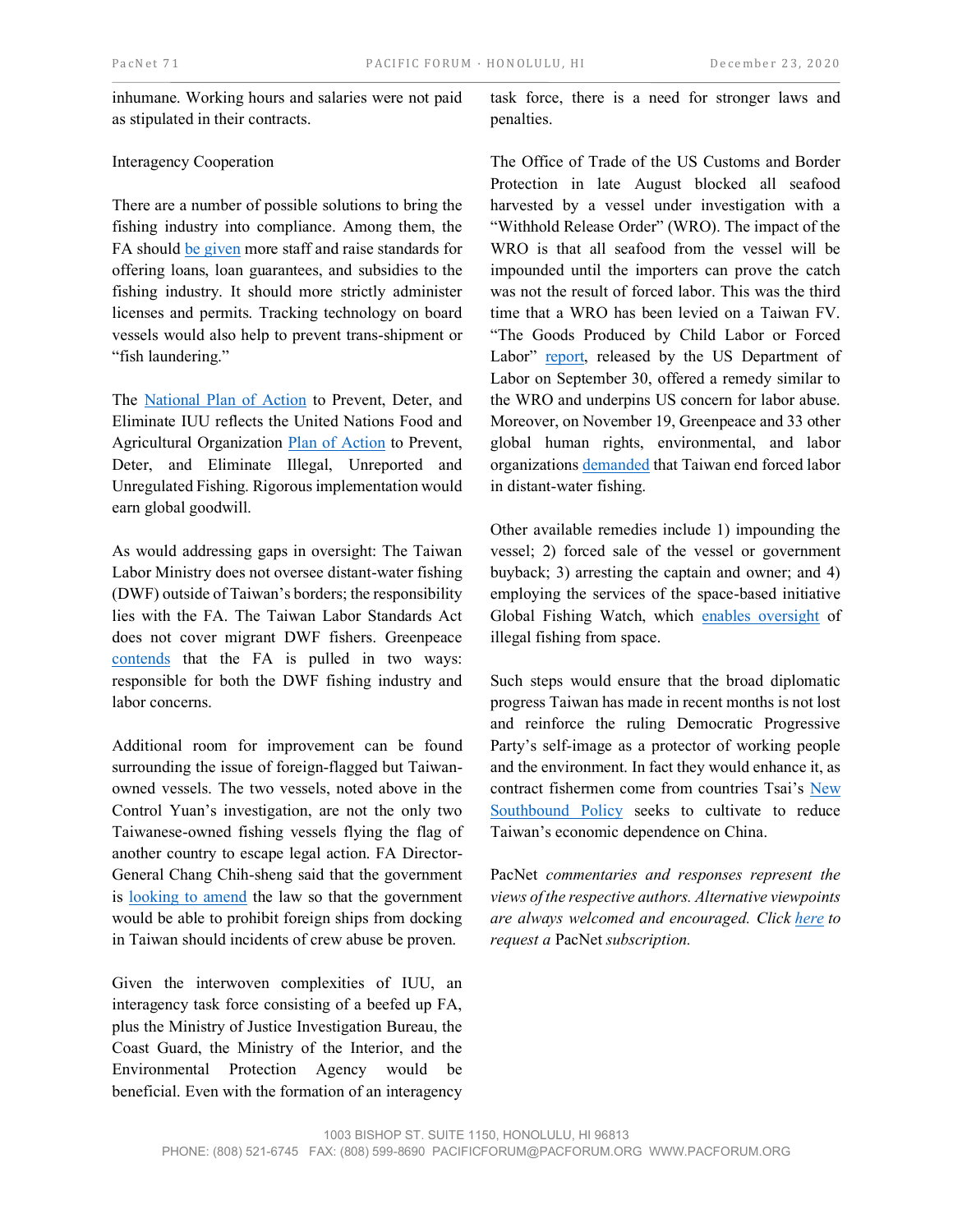inhumane. Working hours and salaries were not paid as stipulated in their contracts.

Interagency Cooperation

There are a number of possible solutions to bring the fishing industry into compliance. Among them, the FA should be given more staff and raise standards for offering loans, loan guarantees, and subsidies to the fishing industry. It should more strictly administer licenses and permits. Tracking technology on board vessels would also help to prevent trans-shipment or "fish laundering."

The National Plan of Action to Prevent, Deter, and Eliminate IUU reflects the United Nations Food and Agricultural Organization Plan of Action to Prevent, Deter, and Eliminate Illegal, Unreported and Unregulated Fishing. Rigorous implementation would earn global goodwill.

As would addressing gaps in oversight: The Taiwan Labor Ministry does not oversee distant-water fishing (DWF) outside of Taiwan's borders; the responsibility lies with the FA. The Taiwan Labor Standards Act does not cover migrant DWF fishers. Greenpeace contends that the FA is pulled in two ways: responsible for both the DWF fishing industry and labor concerns.

Additional room for improvement can be found surrounding the issue of foreign-flagged but Taiwan-owned vessels. The two vessels, noted above in the Control Yuan's investigation, are not the only two Taiwanese-owned fishing vessels flying the flag of another country to escape legal action. FA Director-General Chang Chih-sheng said that the government is looking to amend the law so that the government would be able to prohibit foreign ships from docking in Taiwan should incidents of crew abuse be proven.

Given the interwoven complexities of IUU, an interagency task force consisting of a beefed up FA, plus the Ministry of Justice Investigation Bureau, the Coast Guard, the Ministry of the Interior, and the Environmental Protection Agency would be beneficial. Even with the formation of an interagency task force, there is a need for stronger laws and penalties.

The Office of Trade of the US Customs and Border Protection in late August blocked all seafood harvested by a vessel under investigation with a "Withhold Release Order" (WRO). The impact of the WRO is that all seafood from the vessel will be impounded until the importers can prove the catch was not the result of forced labor. This was the third time that a WRO has been levied on a Taiwan FV. "The Goods Produced by Child Labor or Forced Labor" report, released by the US Department of Labor on September 30, offered a remedy similar to the WRO and underpins US concern for labor abuse. Moreover, on November 19, Greenpeace and 33 other global human rights, environmental, and labor organizations demanded that Taiwan end forced labor in distant-water fishing.

Other available remedies include 1) impounding the vessel; 2) forced sale of the vessel or government buyback; 3) arresting the captain and owner; and 4) employing the services of the space-based initiative Global Fishing Watch, which enables oversight of illegal fishing from space.

Such steps would ensure that the broad diplomatic progress Taiwan has made in recent months is not lost and reinforce the ruling Democratic Progressive Party's self-image as a protector of working people and the environment. In fact they would enhance it, as contract fishermen come from countries Tsai's New Southbound Policy seeks to cultivate to reduce Taiwan's economic dependence on China.

*PacNet commentaries and responses represent the views of the respective authors. Alternative viewpoints are always welcomed and encouraged. Click here to request a* PacNet *subscription.*